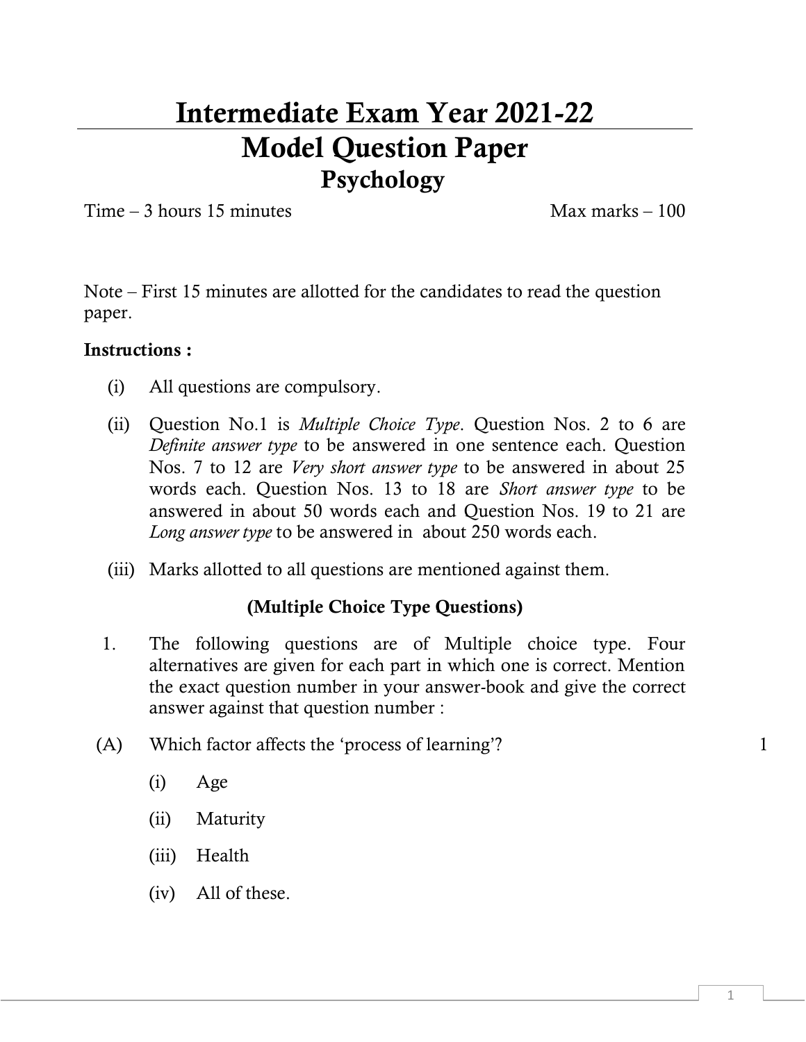# Intermediate Exam Year 2021-22

# Model Question Paper

## Psychology

Time – 3 hours 15 minutes　　　　　　　　　　　　　　　Max marks – 100

Note – First 15 minutes are allotted for the candidates to read the question paper.

**Instructions :**

(i) All questions are compulsory.

(ii) Question No.1 is *Multiple Choice Type*. Question Nos. 2 to 6 are *Definite answer type* to be answered in one sentence each. Question Nos. 7 to 12 are *Very short answer type* to be answered in about 25 words each. Question Nos. 13 to 18 are *Short answer type* to be answered in about 50 words each and Question Nos. 19 to 21 are *Long answer type* to be answered in about 250 words each.

(iii) Marks allotted to all questions are mentioned against them.

### (Multiple Choice Type Questions)

1. The following questions are of Multiple choice type. Four alternatives are given for each part in which one is correct. Mention the exact question number in your answer-book and give the correct answer against that question number :

(A) Which factor affects the 'process of learning'? 　　1

(i) Age

(ii) Maturity

(iii) Health

(iv) All of these.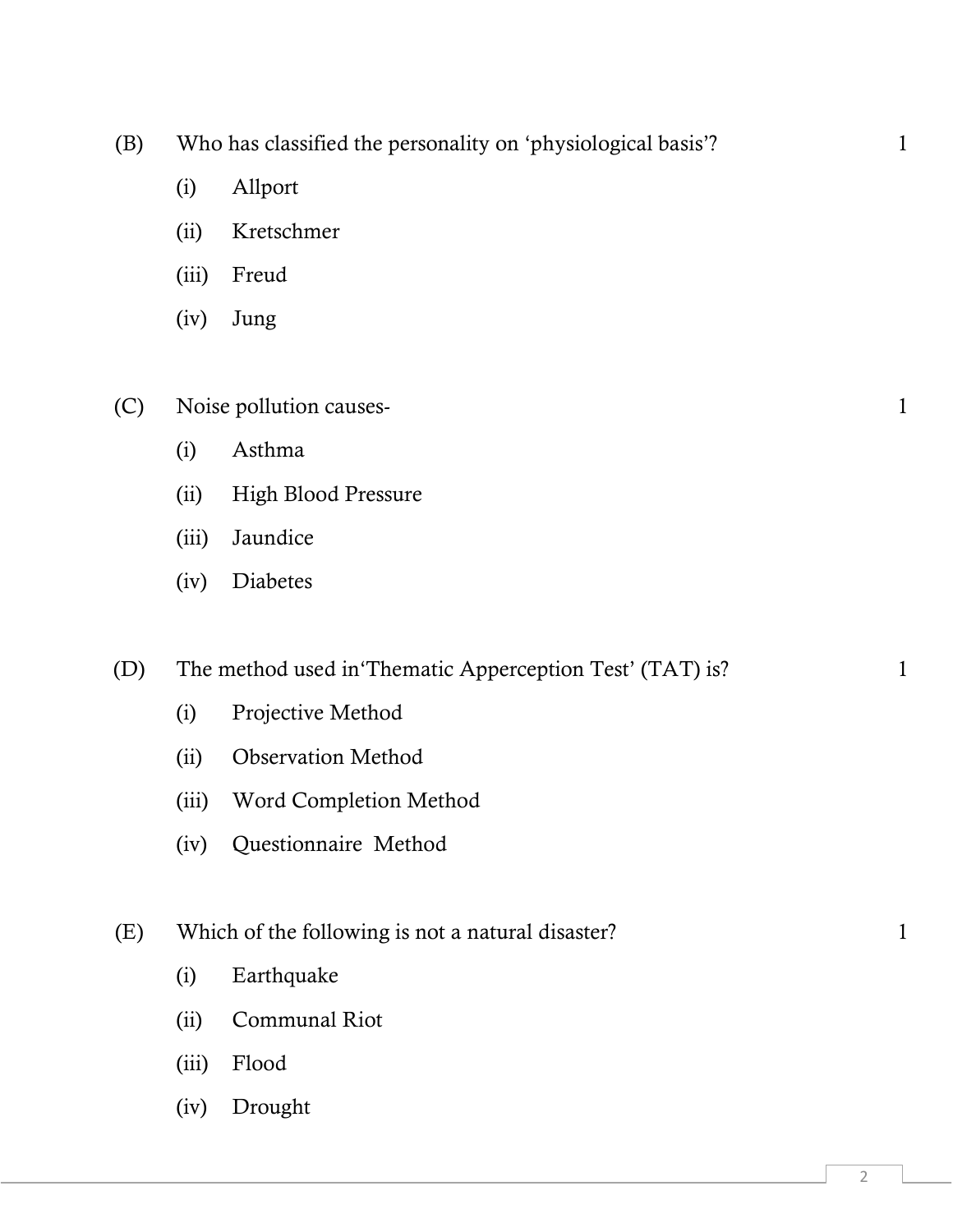(B) Who has classified the personality on 'physiological basis'? 1

- (i) Allport
- (ii) Kretschmer
- (iii) Freud
- (iv) Jung

(C) Noise pollution causes- 1

- (i) Asthma
- (ii) High Blood Pressure
- (iii) Jaundice
- (iv) Diabetes

(D) The method used in'Thematic Apperception Test' (TAT) is? 1

- (i) Projective Method
- (ii) Observation Method
- (iii) Word Completion Method
- (iv) Questionnaire Method

(E) Which of the following is not a natural disaster? 1

- (i) Earthquake
- (ii) Communal Riot
- (iii) Flood
- (iv) Drought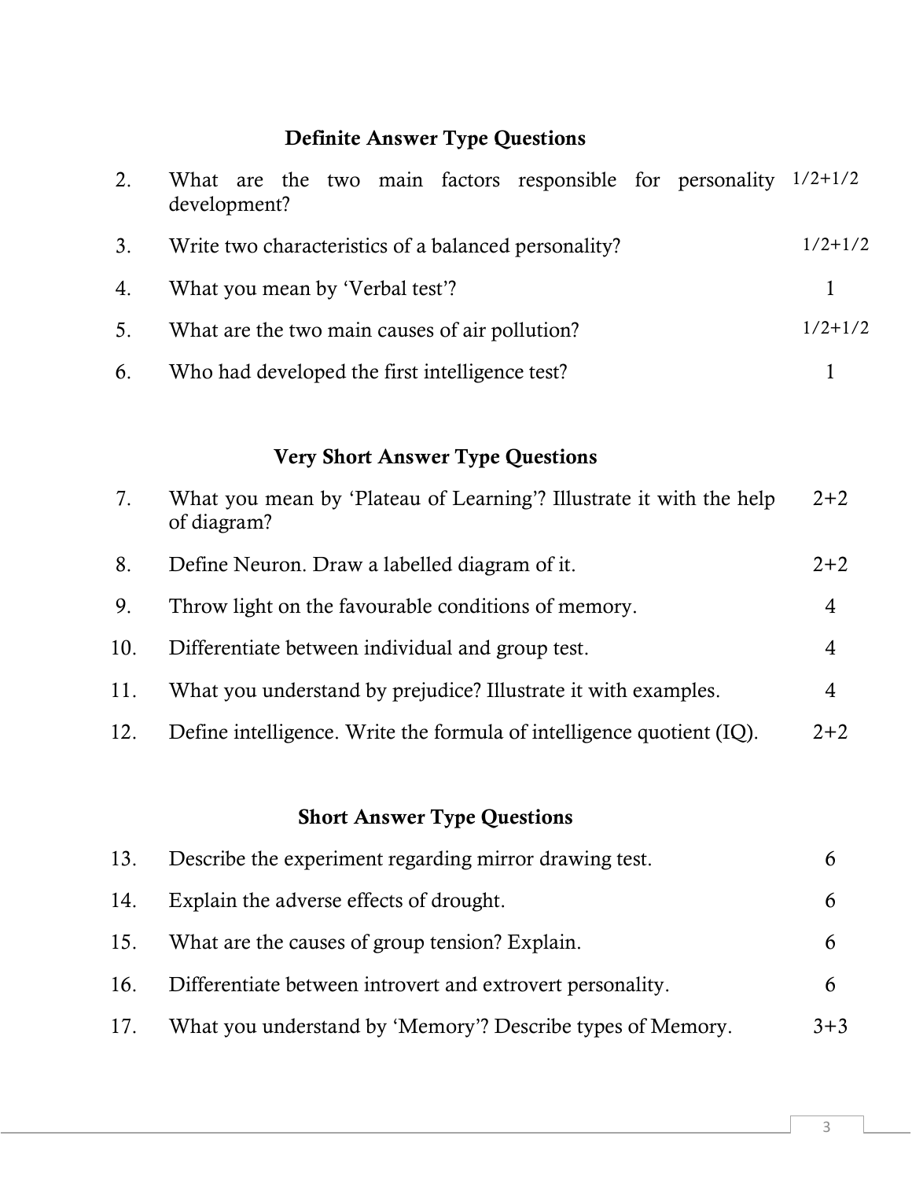### Definite Answer Type Questions

| | | |
|---|---|---|
| 2. | What are the two main factors responsible for personality development? | 1/2+1/2 |
| 3. | Write two characteristics of a balanced personality? | 1/2+1/2 |
| 4. | What you mean by 'Verbal test'? | 1 |
| 5. | What are the two main causes of air pollution? | 1/2+1/2 |
| 6. | Who had developed the first intelligence test? | 1 |

### Very Short Answer Type Questions

| | | |
|---|---|---|
| 7. | What you mean by 'Plateau of Learning'? Illustrate it with the help of diagram? | 2+2 |
| 8. | Define Neuron. Draw a labelled diagram of it. | 2+2 |
| 9. | Throw light on the favourable conditions of memory. | 4 |
| 10. | Differentiate between individual and group test. | 4 |
| 11. | What you understand by prejudice? Illustrate it with examples. | 4 |
| 12. | Define intelligence. Write the formula of intelligence quotient (IQ). | 2+2 |

### Short Answer Type Questions

| | | |
|---|---|---|
| 13. | Describe the experiment regarding mirror drawing test. | 6 |
| 14. | Explain the adverse effects of drought. | 6 |
| 15. | What are the causes of group tension? Explain. | 6 |
| 16. | Differentiate between introvert and extrovert personality. | 6 |
| 17. | What you understand by 'Memory'? Describe types of Memory. | 3+3 |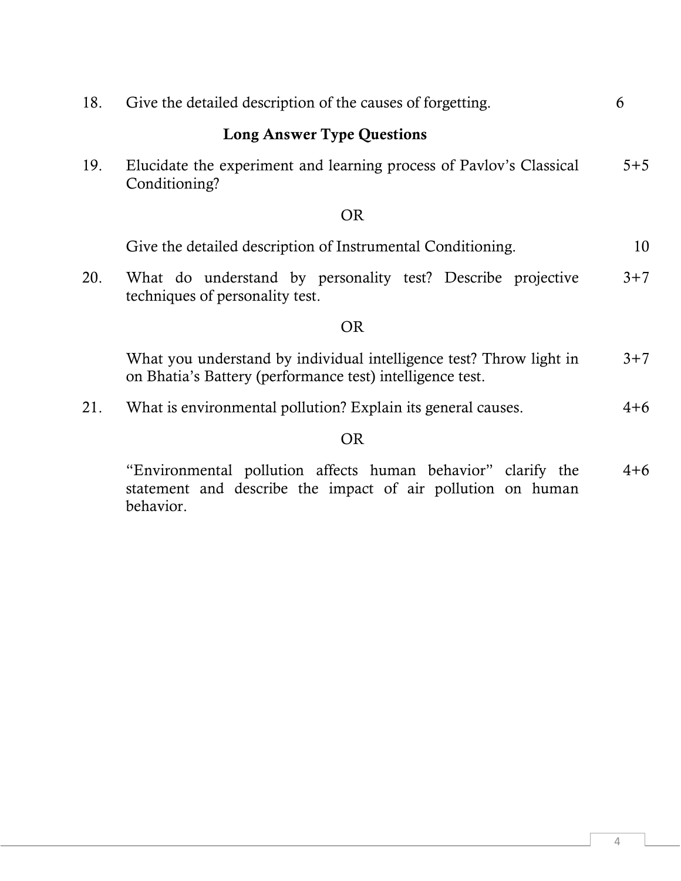18. Give the detailed description of the causes of forgetting. 6

## Long Answer Type Questions

19. Elucidate the experiment and learning process of Pavlov's Classical Conditioning? 5+5

OR

Give the detailed description of Instrumental Conditioning. 10

20. What do understand by personality test? Describe projective techniques of personality test. 3+7

OR

What you understand by individual intelligence test? Throw light in on Bhatia's Battery (performance test) intelligence test. 3+7

21. What is environmental pollution? Explain its general causes. 4+6

OR

"Environmental pollution affects human behavior" clarify the statement and describe the impact of air pollution on human behavior. 4+6